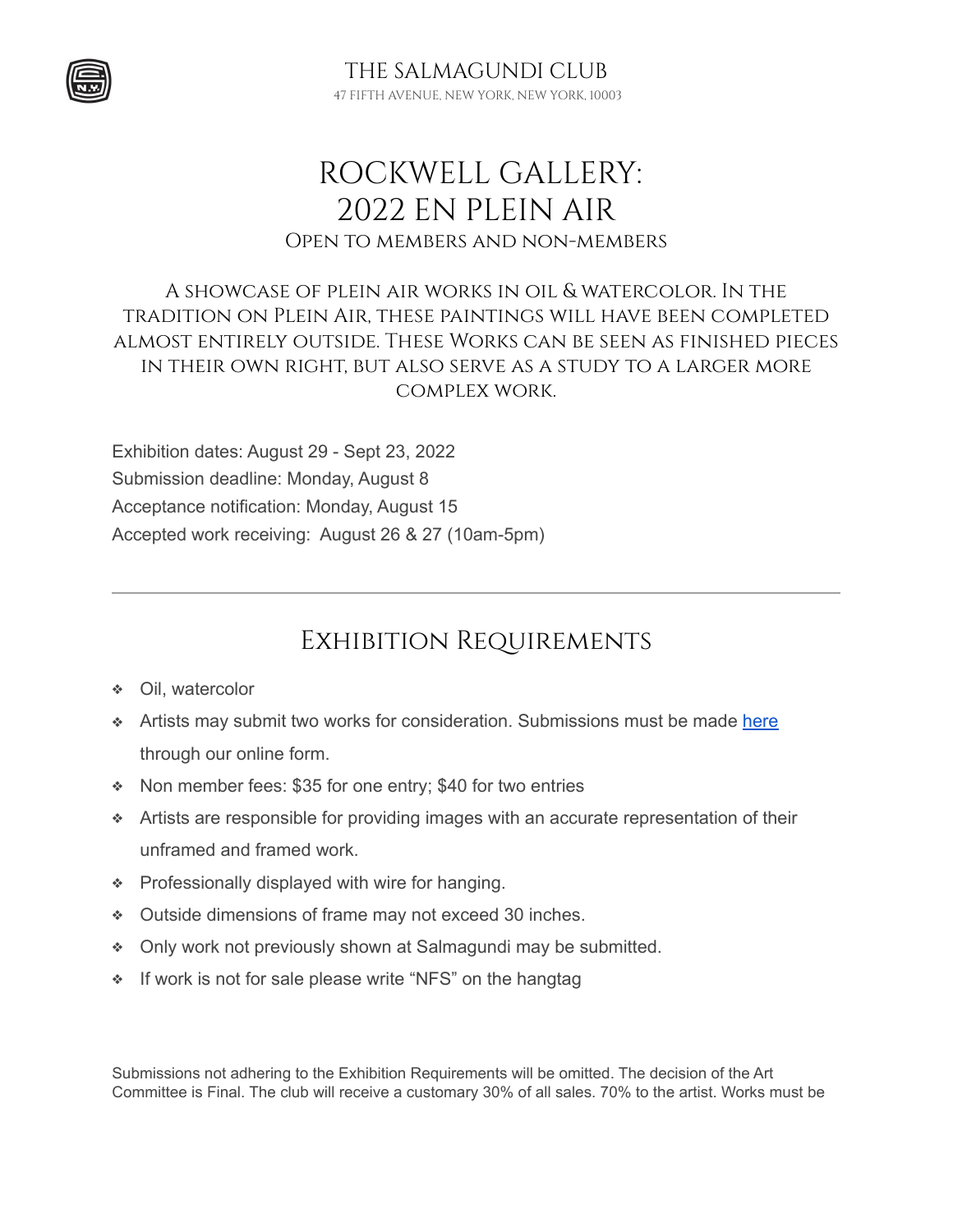# THE SALMAGUNDI CLUB

47 FIFTH AVENUE, NEW YORK, NEW YORK, 10003

# ROCKWELL GALLERY: 2022 EN PLEIN AIR

Open to members and non-members

A showcase of plein air works in oil & watercolor. In the tradition on Plein Air, these paintings will have been completed almost entirely outside. These Works can be seen as finished pieces in their own right, but also serve as a study to a larger more complex work.

Exhibition dates: August 29 - Sept 23, 2022
Submission deadline: Monday, August 8
Acceptance notification: Monday, August 15
Accepted work receiving: August 26 & 27 (10am-5pm)

---

## Exhibition Requirements

- Oil, watercolor
- Artists may submit two works for consideration. Submissions must be made here through our online form.
- Non member fees: $35 for one entry; $40 for two entries
- Artists are responsible for providing images with an accurate representation of their unframed and framed work.
- Professionally displayed with wire for hanging.
- Outside dimensions of frame may not exceed 30 inches.
- Only work not previously shown at Salmagundi may be submitted.
- If work is not for sale please write "NFS" on the hangtag

Submissions not adhering to the Exhibition Requirements will be omitted. The decision of the Art Committee is Final. The club will receive a customary 30% of all sales. 70% to the artist. Works must be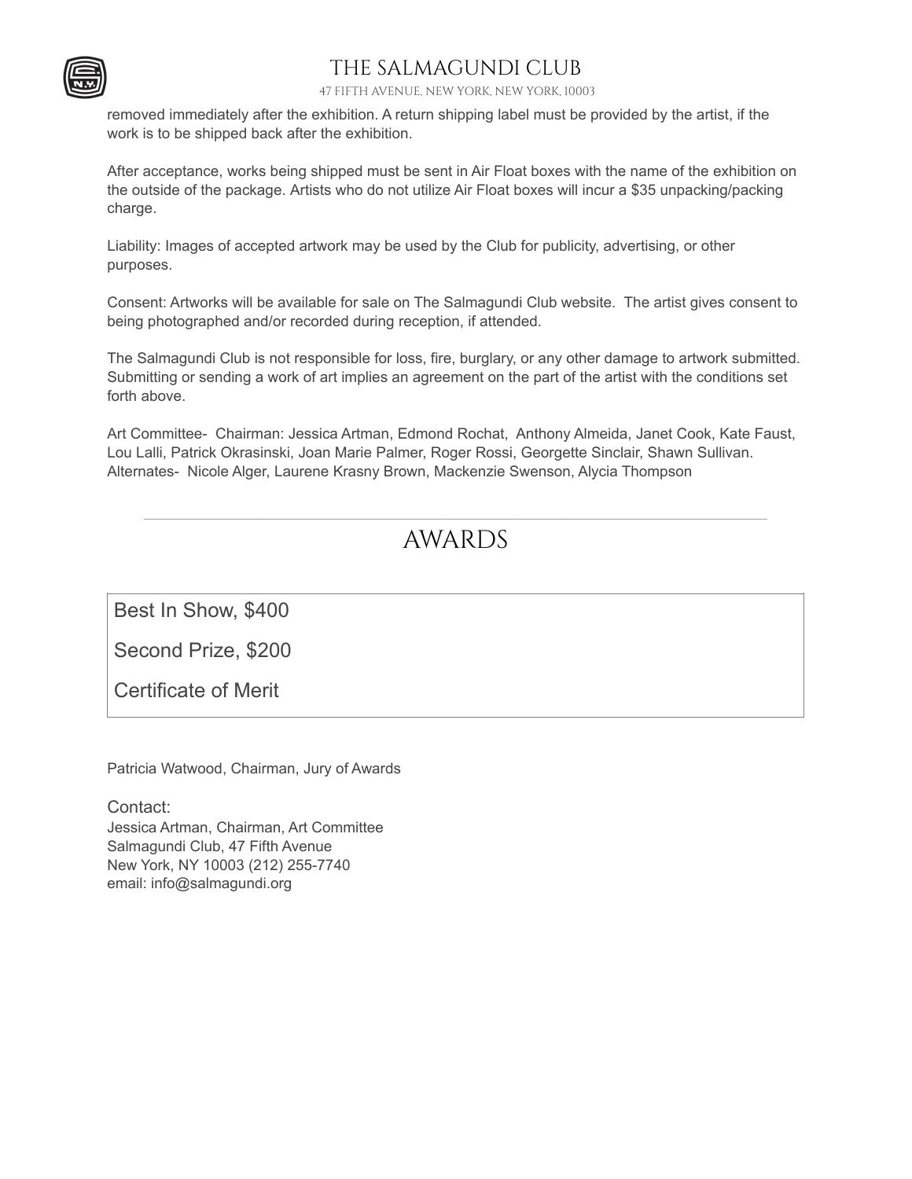removed immediately after the exhibition. A return shipping label must be provided by the artist, if the work is to be shipped back after the exhibition.

After acceptance, works being shipped must be sent in Air Float boxes with the name of the exhibition on the outside of the package. Artists who do not utilize Air Float boxes will incur a $35 unpacking/packing charge.

Liability: Images of accepted artwork may be used by the Club for publicity, advertising, or other purposes.

Consent: Artworks will be available for sale on The Salmagundi Club website. The artist gives consent to being photographed and/or recorded during reception, if attended.

The Salmagundi Club is not responsible for loss, fire, burglary, or any other damage to artwork submitted. Submitting or sending a work of art implies an agreement on the part of the artist with the conditions set forth above.

Art Committee- Chairman: Jessica Artman, Edmond Rochat, Anthony Almeida, Janet Cook, Kate Faust, Lou Lalli, Patrick Okrasinski, Joan Marie Palmer, Roger Rossi, Georgette Sinclair, Shawn Sullivan. Alternates- Nicole Alger, Laurene Krasny Brown, Mackenzie Swenson, Alycia Thompson

## AWARDS

Best In Show, $400

Second Prize, $200

Certificate of Merit

Patricia Watwood, Chairman, Jury of Awards

Contact:
Jessica Artman, Chairman, Art Committee
Salmagundi Club, 47 Fifth Avenue
New York, NY 10003 (212) 255-7740
email: info@salmagundi.org